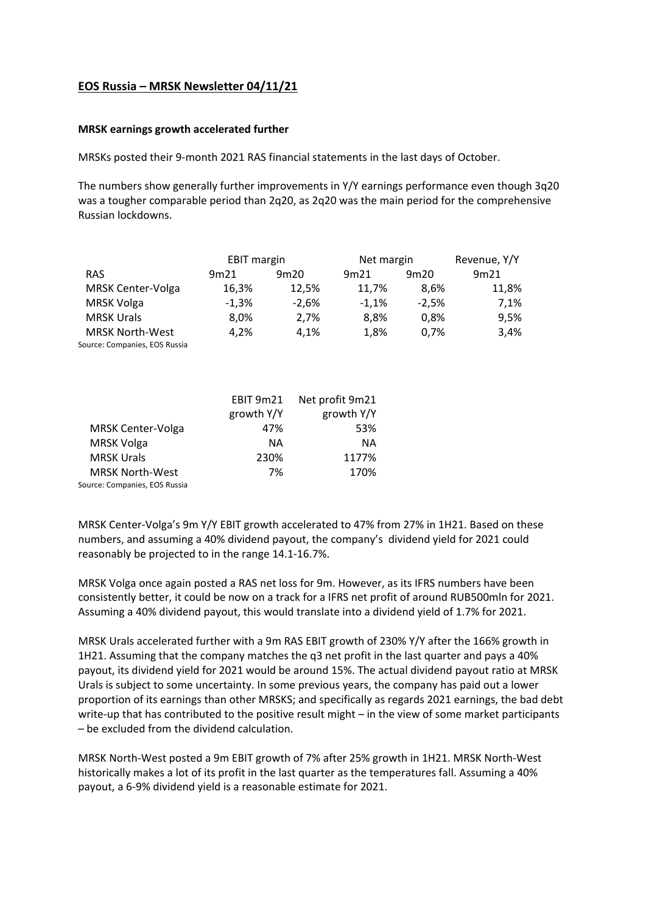# EOS Russia – MRSK Newsletter 04/11/21

**MRSK earnings growth accelerated further**

MRSKs posted their 9-month 2021 RAS financial statements in the last days of October.

The numbers show generally further improvements in Y/Y earnings performance even though 3q20 was a tougher comparable period than 2q20, as 2q20 was the main period for the comprehensive Russian lockdowns.

| | EBIT margin | | Net margin | | Revenue, Y/Y |
|---|---|---|---|---|---|
| RAS | 9m21 | 9m20 | 9m21 | 9m20 | 9m21 |
| MRSK Center-Volga | 16,3% | 12,5% | 11,7% | 8,6% | 11,8% |
| MRSK Volga | -1,3% | -2,6% | -1,1% | -2,5% | 7,1% |
| MRSK Urals | 8,0% | 2,7% | 8,8% | 0,8% | 9,5% |
| MRSK North-West | 4,2% | 4,1% | 1,8% | 0,7% | 3,4% |

Source: Companies, EOS Russia

| | EBIT 9m21 growth Y/Y | Net profit 9m21 growth Y/Y |
|---|---|---|
| MRSK Center-Volga | 47% | 53% |
| MRSK Volga | NA | NA |
| MRSK Urals | 230% | 1177% |
| MRSK North-West | 7% | 170% |

Source: Companies, EOS Russia

MRSK Center-Volga's 9m Y/Y EBIT growth accelerated to 47% from 27% in 1H21. Based on these numbers, and assuming a 40% dividend payout, the company's dividend yield for 2021 could reasonably be projected to in the range 14.1-16.7%.

MRSK Volga once again posted a RAS net loss for 9m. However, as its IFRS numbers have been consistently better, it could be now on a track for a IFRS net profit of around RUB500mln for 2021. Assuming a 40% dividend payout, this would translate into a dividend yield of 1.7% for 2021.

MRSK Urals accelerated further with a 9m RAS EBIT growth of 230% Y/Y after the 166% growth in 1H21. Assuming that the company matches the q3 net profit in the last quarter and pays a 40% payout, its dividend yield for 2021 would be around 15%. The actual dividend payout ratio at MRSK Urals is subject to some uncertainty. In some previous years, the company has paid out a lower proportion of its earnings than other MRSKS; and specifically as regards 2021 earnings, the bad debt write-up that has contributed to the positive result might – in the view of some market participants – be excluded from the dividend calculation.

MRSK North-West posted a 9m EBIT growth of 7% after 25% growth in 1H21. MRSK North-West historically makes a lot of its profit in the last quarter as the temperatures fall. Assuming a 40% payout, a 6-9% dividend yield is a reasonable estimate for 2021.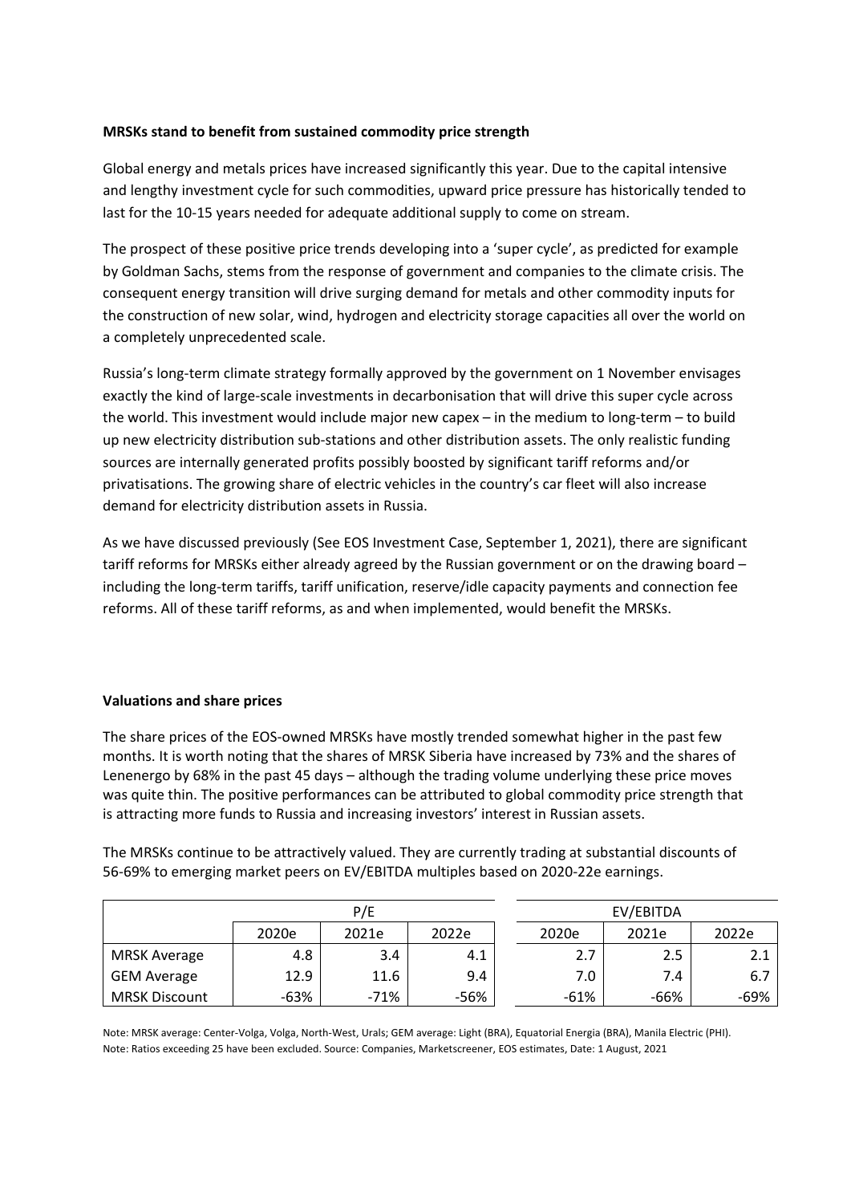**MRSKs stand to benefit from sustained commodity price strength**

Global energy and metals prices have increased significantly this year. Due to the capital intensive and lengthy investment cycle for such commodities, upward price pressure has historically tended to last for the 10-15 years needed for adequate additional supply to come on stream.

The prospect of these positive price trends developing into a 'super cycle', as predicted for example by Goldman Sachs, stems from the response of government and companies to the climate crisis. The consequent energy transition will drive surging demand for metals and other commodity inputs for the construction of new solar, wind, hydrogen and electricity storage capacities all over the world on a completely unprecedented scale.

Russia's long-term climate strategy formally approved by the government on 1 November envisages exactly the kind of large-scale investments in decarbonisation that will drive this super cycle across the world. This investment would include major new capex – in the medium to long-term – to build up new electricity distribution sub-stations and other distribution assets. The only realistic funding sources are internally generated profits possibly boosted by significant tariff reforms and/or privatisations. The growing share of electric vehicles in the country's car fleet will also increase demand for electricity distribution assets in Russia.

As we have discussed previously (See EOS Investment Case, September 1, 2021), there are significant tariff reforms for MRSKs either already agreed by the Russian government or on the drawing board – including the long-term tariffs, tariff unification, reserve/idle capacity payments and connection fee reforms. All of these tariff reforms, as and when implemented, would benefit the MRSKs.

**Valuations and share prices**

The share prices of the EOS-owned MRSKs have mostly trended somewhat higher in the past few months. It is worth noting that the shares of MRSK Siberia have increased by 73% and the shares of Lenenergo by 68% in the past 45 days – although the trading volume underlying these price moves was quite thin. The positive performances can be attributed to global commodity price strength that is attracting more funds to Russia and increasing investors' interest in Russian assets.

The MRSKs continue to be attractively valued. They are currently trading at substantial discounts of 56-69% to emerging market peers on EV/EBITDA multiples based on 2020-22e earnings.

| | P/E | | | EV/EBITDA | | |
|---|---|---|---|---|---|---|
| | 2020e | 2021e | 2022e | 2020e | 2021e | 2022e |
| MRSK Average | 4.8 | 3.4 | 4.1 | 2.7 | 2.5 | 2.1 |
| GEM Average | 12.9 | 11.6 | 9.4 | 7.0 | 7.4 | 6.7 |
| MRSK Discount | -63% | -71% | -56% | -61% | -66% | -69% |

Note: MRSK average: Center-Volga, Volga, North-West, Urals; GEM average: Light (BRA), Equatorial Energia (BRA), Manila Electric (PHI).
Note: Ratios exceeding 25 have been excluded. Source: Companies, Marketscreener, EOS estimates, Date: 1 August, 2021